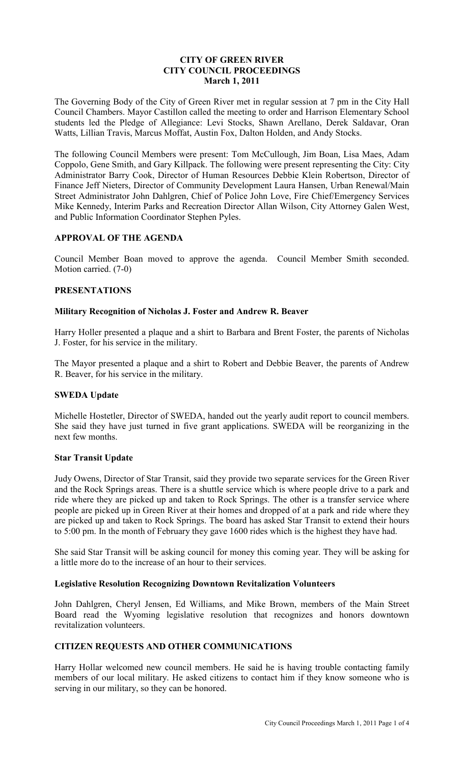# CITY OF GREEN RIVER
# CITY COUNCIL PROCEEDINGS
# March 1, 2011

The Governing Body of the City of Green River met in regular session at 7 pm in the City Hall Council Chambers. Mayor Castillon called the meeting to order and Harrison Elementary School students led the Pledge of Allegiance: Levi Stocks, Shawn Arellano, Derek Saldavar, Oran Watts, Lillian Travis, Marcus Moffat, Austin Fox, Dalton Holden, and Andy Stocks.

The following Council Members were present: Tom McCullough, Jim Boan, Lisa Maes, Adam Coppolo, Gene Smith, and Gary Killpack. The following were present representing the City: City Administrator Barry Cook, Director of Human Resources Debbie Klein Robertson, Director of Finance Jeff Nieters, Director of Community Development Laura Hansen, Urban Renewal/Main Street Administrator John Dahlgren, Chief of Police John Love, Fire Chief/Emergency Services Mike Kennedy, Interim Parks and Recreation Director Allan Wilson, City Attorney Galen West, and Public Information Coordinator Stephen Pyles.

## APPROVAL OF THE AGENDA

Council Member Boan moved to approve the agenda. Council Member Smith seconded. Motion carried. (7-0)

## PRESENTATIONS

### Military Recognition of Nicholas J. Foster and Andrew R. Beaver

Harry Holler presented a plaque and a shirt to Barbara and Brent Foster, the parents of Nicholas J. Foster, for his service in the military.

The Mayor presented a plaque and a shirt to Robert and Debbie Beaver, the parents of Andrew R. Beaver, for his service in the military.

### SWEDA Update

Michelle Hostetler, Director of SWEDA, handed out the yearly audit report to council members. She said they have just turned in five grant applications. SWEDA will be reorganizing in the next few months.

### Star Transit Update

Judy Owens, Director of Star Transit, said they provide two separate services for the Green River and the Rock Springs areas. There is a shuttle service which is where people drive to a park and ride where they are picked up and taken to Rock Springs. The other is a transfer service where people are picked up in Green River at their homes and dropped of at a park and ride where they are picked up and taken to Rock Springs. The board has asked Star Transit to extend their hours to 5:00 pm. In the month of February they gave 1600 rides which is the highest they have had.

She said Star Transit will be asking council for money this coming year. They will be asking for a little more do to the increase of an hour to their services.

### Legislative Resolution Recognizing Downtown Revitalization Volunteers

John Dahlgren, Cheryl Jensen, Ed Williams, and Mike Brown, members of the Main Street Board read the Wyoming legislative resolution that recognizes and honors downtown revitalization volunteers.

## CITIZEN REQUESTS AND OTHER COMMUNICATIONS

Harry Hollar welcomed new council members. He said he is having trouble contacting family members of our local military. He asked citizens to contact him if they know someone who is serving in our military, so they can be honored.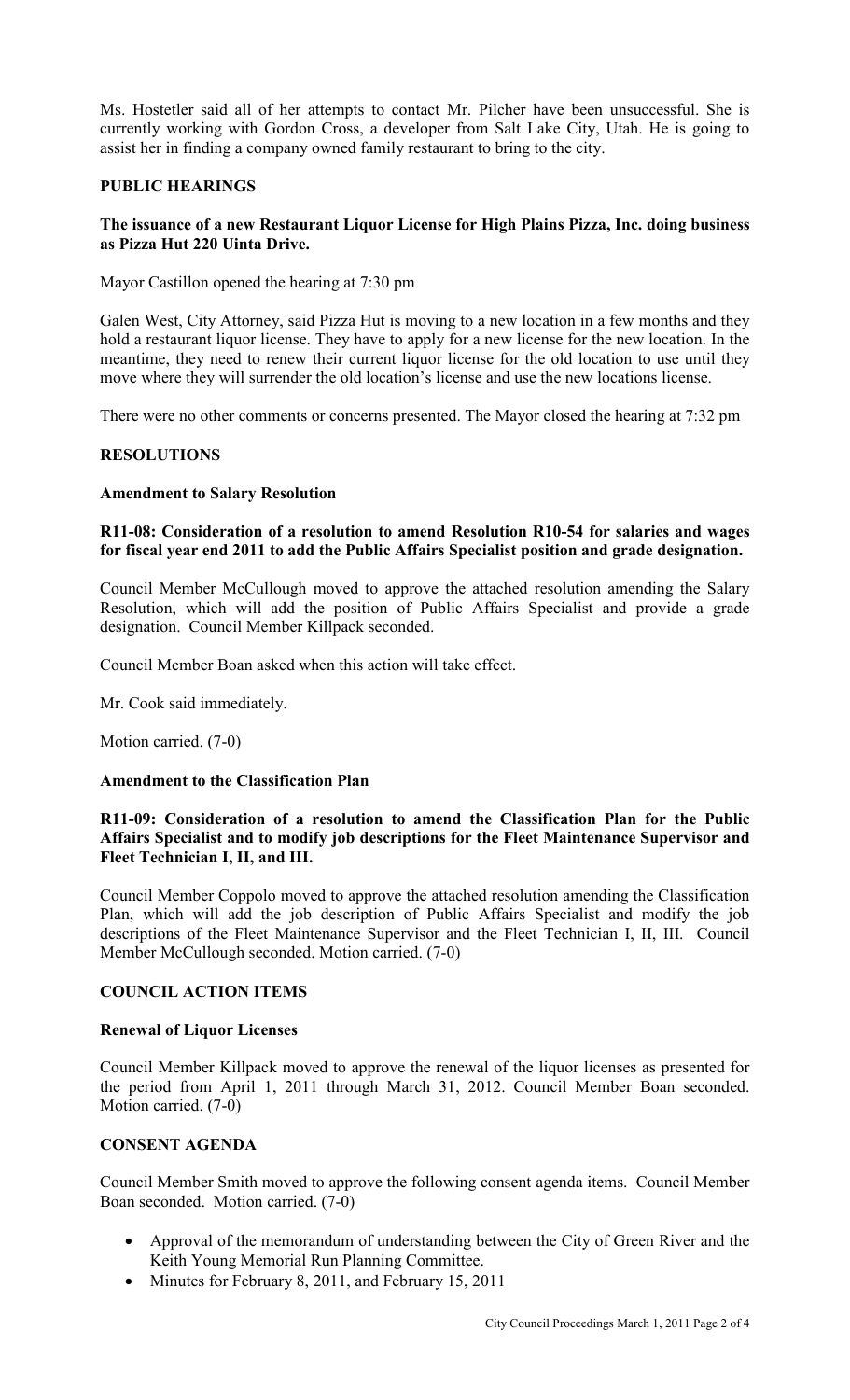Ms. Hostetler said all of her attempts to contact Mr. Pilcher have been unsuccessful. She is currently working with Gordon Cross, a developer from Salt Lake City, Utah. He is going to assist her in finding a company owned family restaurant to bring to the city.

## PUBLIC HEARINGS

### The issuance of a new Restaurant Liquor License for High Plains Pizza, Inc. doing business as Pizza Hut 220 Uinta Drive.

Mayor Castillon opened the hearing at 7:30 pm

Galen West, City Attorney, said Pizza Hut is moving to a new location in a few months and they hold a restaurant liquor license. They have to apply for a new license for the new location. In the meantime, they need to renew their current liquor license for the old location to use until they move where they will surrender the old location's license and use the new locations license.

There were no other comments or concerns presented. The Mayor closed the hearing at 7:32 pm

## RESOLUTIONS

### Amendment to Salary Resolution

### R11-08: Consideration of a resolution to amend Resolution R10-54 for salaries and wages for fiscal year end 2011 to add the Public Affairs Specialist position and grade designation.

Council Member McCullough moved to approve the attached resolution amending the Salary Resolution, which will add the position of Public Affairs Specialist and provide a grade designation. Council Member Killpack seconded.

Council Member Boan asked when this action will take effect.

Mr. Cook said immediately.

Motion carried. (7-0)

### Amendment to the Classification Plan

### R11-09: Consideration of a resolution to amend the Classification Plan for the Public Affairs Specialist and to modify job descriptions for the Fleet Maintenance Supervisor and Fleet Technician I, II, and III.

Council Member Coppolo moved to approve the attached resolution amending the Classification Plan, which will add the job description of Public Affairs Specialist and modify the job descriptions of the Fleet Maintenance Supervisor and the Fleet Technician I, II, III. Council Member McCullough seconded. Motion carried. (7-0)

## COUNCIL ACTION ITEMS

### Renewal of Liquor Licenses

Council Member Killpack moved to approve the renewal of the liquor licenses as presented for the period from April 1, 2011 through March 31, 2012. Council Member Boan seconded. Motion carried. (7-0)

## CONSENT AGENDA

Council Member Smith moved to approve the following consent agenda items. Council Member Boan seconded. Motion carried. (7-0)

- Approval of the memorandum of understanding between the City of Green River and the Keith Young Memorial Run Planning Committee.
- Minutes for February 8, 2011, and February 15, 2011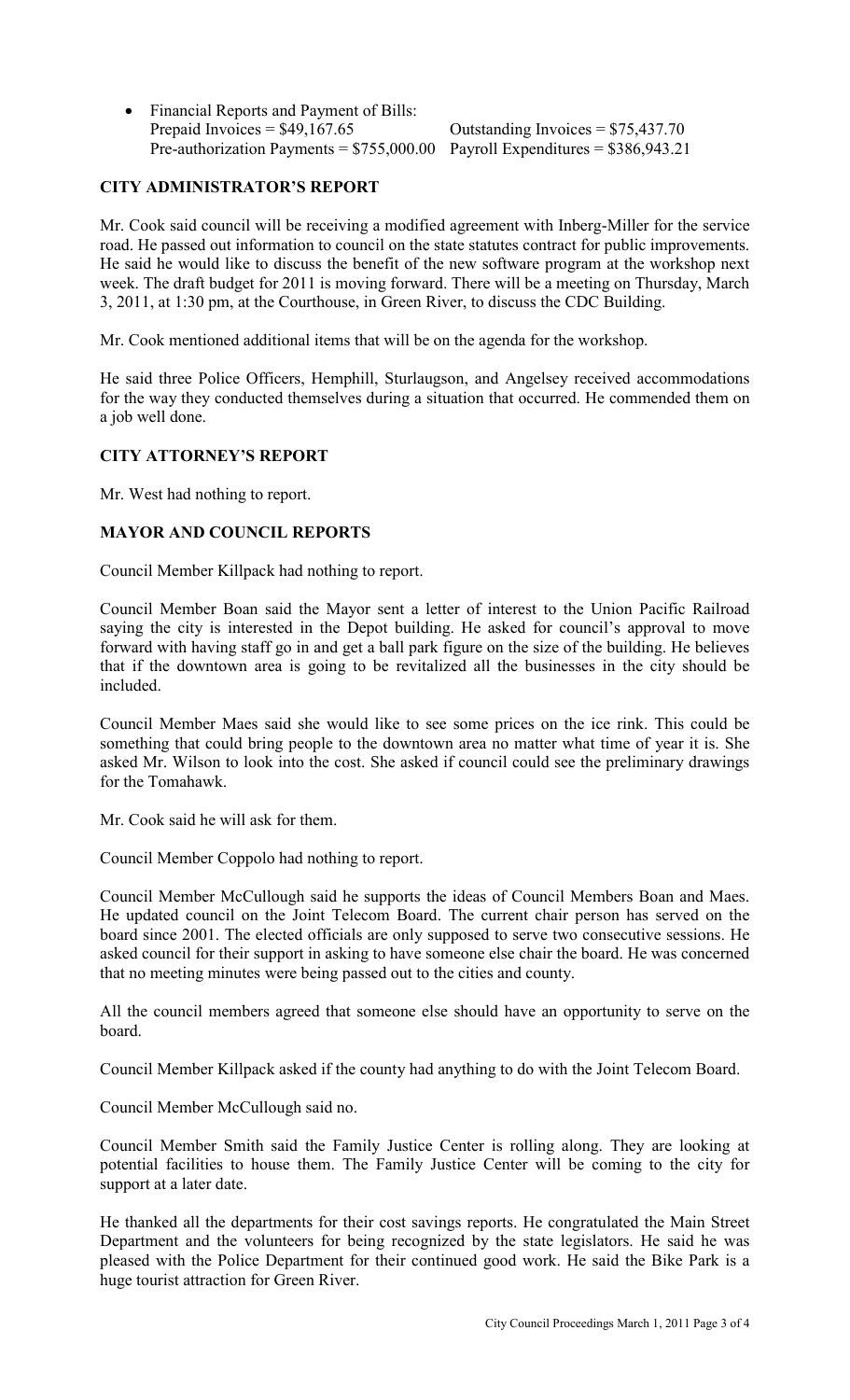- Financial Reports and Payment of Bills:
  Prepaid Invoices = $49,167.65 Outstanding Invoices = $75,437.70
  Pre-authorization Payments = $755,000.00 Payroll Expenditures = $386,943.21

## CITY ADMINISTRATOR'S REPORT

Mr. Cook said council will be receiving a modified agreement with Inberg-Miller for the service road. He passed out information to council on the state statutes contract for public improvements. He said he would like to discuss the benefit of the new software program at the workshop next week. The draft budget for 2011 is moving forward. There will be a meeting on Thursday, March 3, 2011, at 1:30 pm, at the Courthouse, in Green River, to discuss the CDC Building.

Mr. Cook mentioned additional items that will be on the agenda for the workshop.

He said three Police Officers, Hemphill, Sturlaugson, and Angelsey received accommodations for the way they conducted themselves during a situation that occurred. He commended them on a job well done.

## CITY ATTORNEY'S REPORT

Mr. West had nothing to report.

## MAYOR AND COUNCIL REPORTS

Council Member Killpack had nothing to report.

Council Member Boan said the Mayor sent a letter of interest to the Union Pacific Railroad saying the city is interested in the Depot building. He asked for council's approval to move forward with having staff go in and get a ball park figure on the size of the building. He believes that if the downtown area is going to be revitalized all the businesses in the city should be included.

Council Member Maes said she would like to see some prices on the ice rink. This could be something that could bring people to the downtown area no matter what time of year it is. She asked Mr. Wilson to look into the cost. She asked if council could see the preliminary drawings for the Tomahawk.

Mr. Cook said he will ask for them.

Council Member Coppolo had nothing to report.

Council Member McCullough said he supports the ideas of Council Members Boan and Maes. He updated council on the Joint Telecom Board. The current chair person has served on the board since 2001. The elected officials are only supposed to serve two consecutive sessions. He asked council for their support in asking to have someone else chair the board. He was concerned that no meeting minutes were being passed out to the cities and county.

All the council members agreed that someone else should have an opportunity to serve on the board.

Council Member Killpack asked if the county had anything to do with the Joint Telecom Board.

Council Member McCullough said no.

Council Member Smith said the Family Justice Center is rolling along. They are looking at potential facilities to house them. The Family Justice Center will be coming to the city for support at a later date.

He thanked all the departments for their cost savings reports. He congratulated the Main Street Department and the volunteers for being recognized by the state legislators. He said he was pleased with the Police Department for their continued good work. He said the Bike Park is a huge tourist attraction for Green River.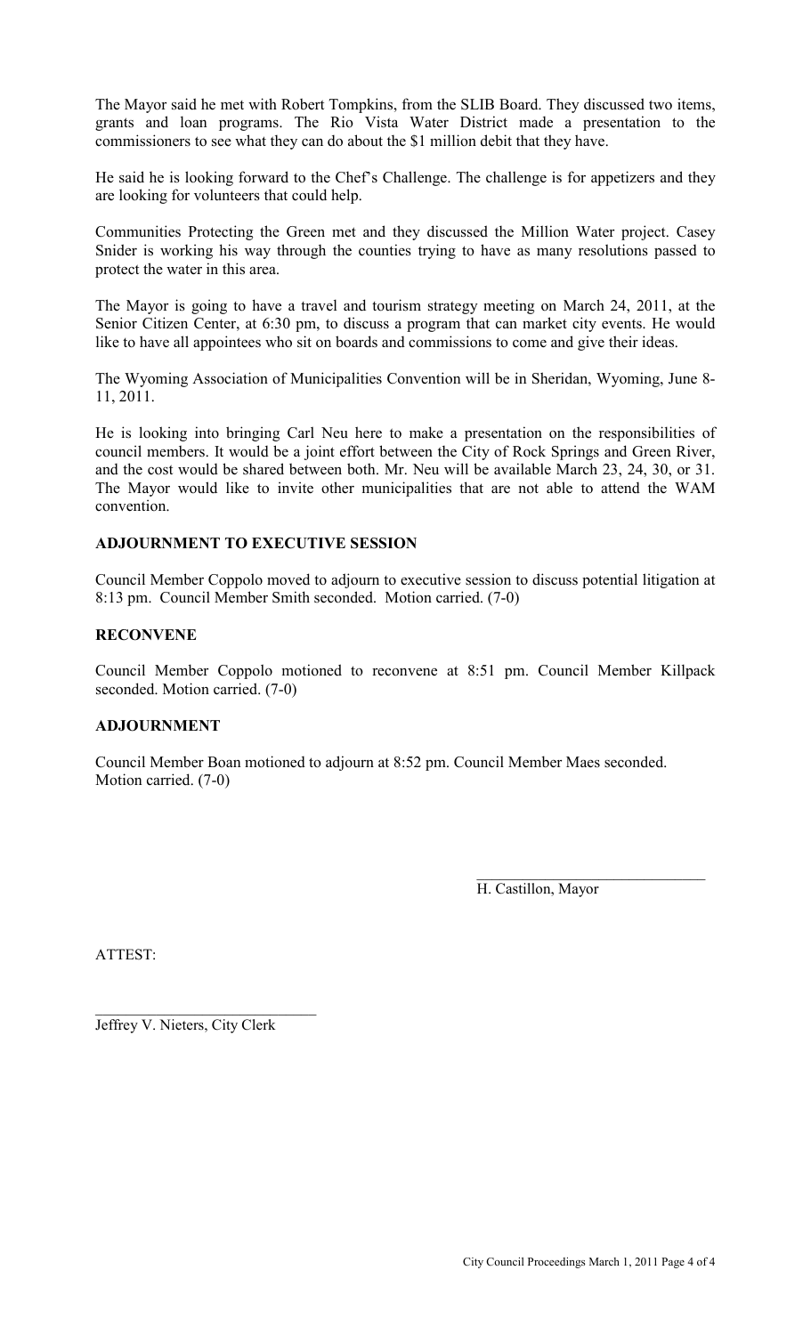The Mayor said he met with Robert Tompkins, from the SLIB Board. They discussed two items, grants and loan programs. The Rio Vista Water District made a presentation to the commissioners to see what they can do about the $1 million debit that they have.

He said he is looking forward to the Chef's Challenge. The challenge is for appetizers and they are looking for volunteers that could help.

Communities Protecting the Green met and they discussed the Million Water project. Casey Snider is working his way through the counties trying to have as many resolutions passed to protect the water in this area.

The Mayor is going to have a travel and tourism strategy meeting on March 24, 2011, at the Senior Citizen Center, at 6:30 pm, to discuss a program that can market city events. He would like to have all appointees who sit on boards and commissions to come and give their ideas.

The Wyoming Association of Municipalities Convention will be in Sheridan, Wyoming, June 8-11, 2011.

He is looking into bringing Carl Neu here to make a presentation on the responsibilities of council members. It would be a joint effort between the City of Rock Springs and Green River, and the cost would be shared between both. Mr. Neu will be available March 23, 24, 30, or 31. The Mayor would like to invite other municipalities that are not able to attend the WAM convention.

**ADJOURNMENT TO EXECUTIVE SESSION**

Council Member Coppolo moved to adjourn to executive session to discuss potential litigation at 8:13 pm. Council Member Smith seconded. Motion carried. (7-0)

**RECONVENE**

Council Member Coppolo motioned to reconvene at 8:51 pm. Council Member Killpack seconded. Motion carried. (7-0)

**ADJOURNMENT**

Council Member Boan motioned to adjourn at 8:52 pm. Council Member Maes seconded. Motion carried. (7-0)

\_\_\_\_\_\_\_\_\_\_\_\_\_\_\_\_\_\_\_\_\_\_\_\_\_\_\_\_\_\_
H. Castillon, Mayor

ATTEST:

\_\_\_\_\_\_\_\_\_\_\_\_\_\_\_\_\_\_\_\_\_\_\_\_\_\_\_\_\_\_
Jeffrey V. Nieters, City Clerk